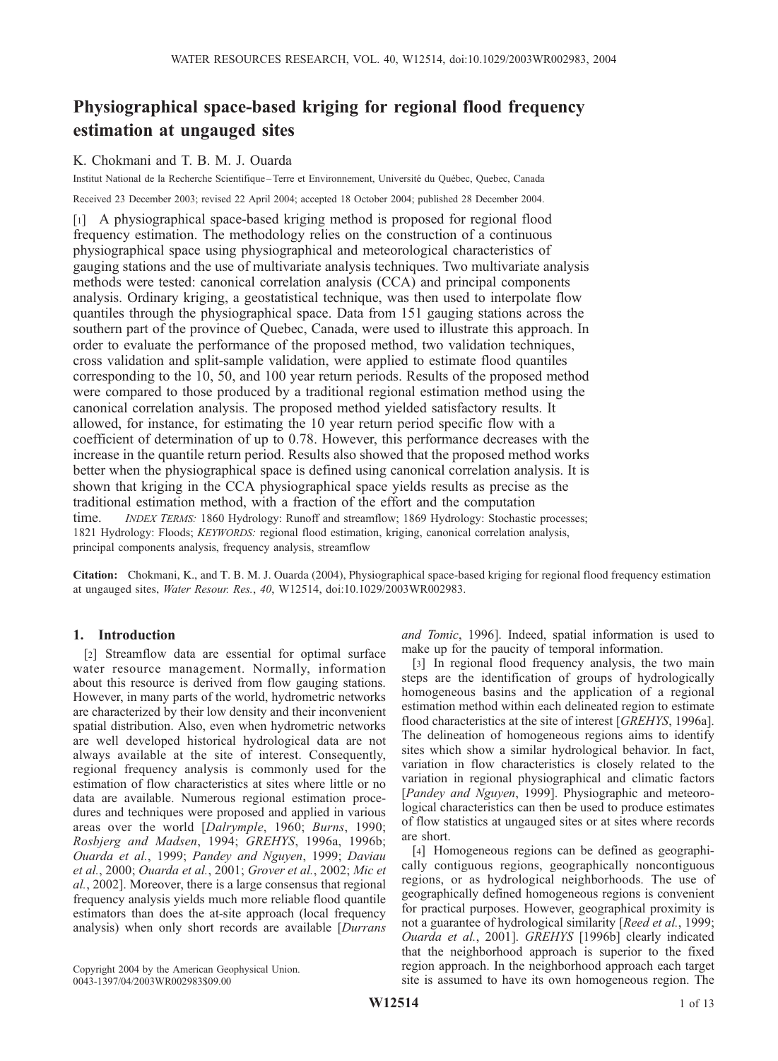# Physiographical space-based kriging for regional flood frequency estimation at ungauged sites

K. Chokmani and T. B. M. J. Ouarda

Institut National de la Recherche Scientifique–Terre et Environnement, Université du Québec, Quebec, Canada

Received 23 December 2003; revised 22 April 2004; accepted 18 October 2004; published 28 December 2004.

[1] A physiographical space-based kriging method is proposed for regional flood frequency estimation. The methodology relies on the construction of a continuous physiographical space using physiographical and meteorological characteristics of gauging stations and the use of multivariate analysis techniques. Two multivariate analysis methods were tested: canonical correlation analysis (CCA) and principal components analysis. Ordinary kriging, a geostatistical technique, was then used to interpolate flow quantiles through the physiographical space. Data from 151 gauging stations across the southern part of the province of Quebec, Canada, were used to illustrate this approach. In order to evaluate the performance of the proposed method, two validation techniques, cross validation and split-sample validation, were applied to estimate flood quantiles corresponding to the 10, 50, and 100 year return periods. Results of the proposed method were compared to those produced by a traditional regional estimation method using the canonical correlation analysis. The proposed method yielded satisfactory results. It allowed, for instance, for estimating the 10 year return period specific flow with a coefficient of determination of up to 0.78. However, this performance decreases with the increase in the quantile return period. Results also showed that the proposed method works better when the physiographical space is defined using canonical correlation analysis. It is shown that kriging in the CCA physiographical space yields results as precise as the traditional estimation method, with a fraction of the effort and the computation time. *INDEX TERMS:* 1860 Hydrology: Runoff and streamflow; 1869 Hydrology: Stochastic processes; 1821 Hydrology: Floods; *KEYWORDS:* regional flood estimation, kriging, canonical correlation analysis, principal components analysis, frequency analysis, streamflow

**Citation:** Chokmani, K., and T. B. M. J. Ouarda (2004), Physiographical space-based kriging for regional flood frequency estimation at ungauged sites, *Water Resour. Res.*, *40*, W12514, doi:10.1029/2003WR002983.

## 1. Introduction

[2] Streamflow data are essential for optimal surface water resource management. Normally, information about this resource is derived from flow gauging stations. However, in many parts of the world, hydrometric networks are characterized by their low density and their inconvenient spatial distribution. Also, even when hydrometric networks are well developed historical hydrological data are not always available at the site of interest. Consequently, regional frequency analysis is commonly used for the estimation of flow characteristics at sites where little or no data are available. Numerous regional estimation procedures and techniques were proposed and applied in various areas over the world [*Dalrymple*, 1960; *Burns*, 1990; *Rosbjerg and Madsen*, 1994; *GREHYS*, 1996a, 1996b; *Ouarda et al.*, 1999; *Pandey and Nguyen*, 1999; *Daviau et al.*, 2000; *Ouarda et al.*, 2001; *Grover et al.*, 2002; *Mic et al.*, 2002]. Moreover, there is a large consensus that regional frequency analysis yields much more reliable flood quantile estimators than does the at-site approach (local frequency analysis) when only short records are available [*Durrans and Tomic*, 1996]. Indeed, spatial information is used to make up for the paucity of temporal information.

[3] In regional flood frequency analysis, the two main steps are the identification of groups of hydrologically homogeneous basins and the application of a regional estimation method within each delineated region to estimate flood characteristics at the site of interest [*GREHYS*, 1996a]. The delineation of homogeneous regions aims to identify sites which show a similar hydrological behavior. In fact, variation in flow characteristics is closely related to the variation in regional physiographical and climatic factors [*Pandey and Nguyen*, 1999]. Physiographic and meteorological characteristics can then be used to produce estimates of flow statistics at ungauged sites or at sites where records are short.

[4] Homogeneous regions can be defined as geographically contiguous regions, geographically noncontiguous regions, or as hydrological neighborhoods. The use of geographically defined homogeneous regions is convenient for practical purposes. However, geographical proximity is not a guarantee of hydrological similarity [*Reed et al.*, 1999; *Ouarda et al.*, 2001]. *GREHYS* [1996b] clearly indicated that the neighborhood approach is superior to the fixed region approach. In the neighborhood approach each target site is assumed to have its own homogeneous region. The

Copyright 2004 by the American Geophysical Union.
0043-1397/04/2003WR002983$09.00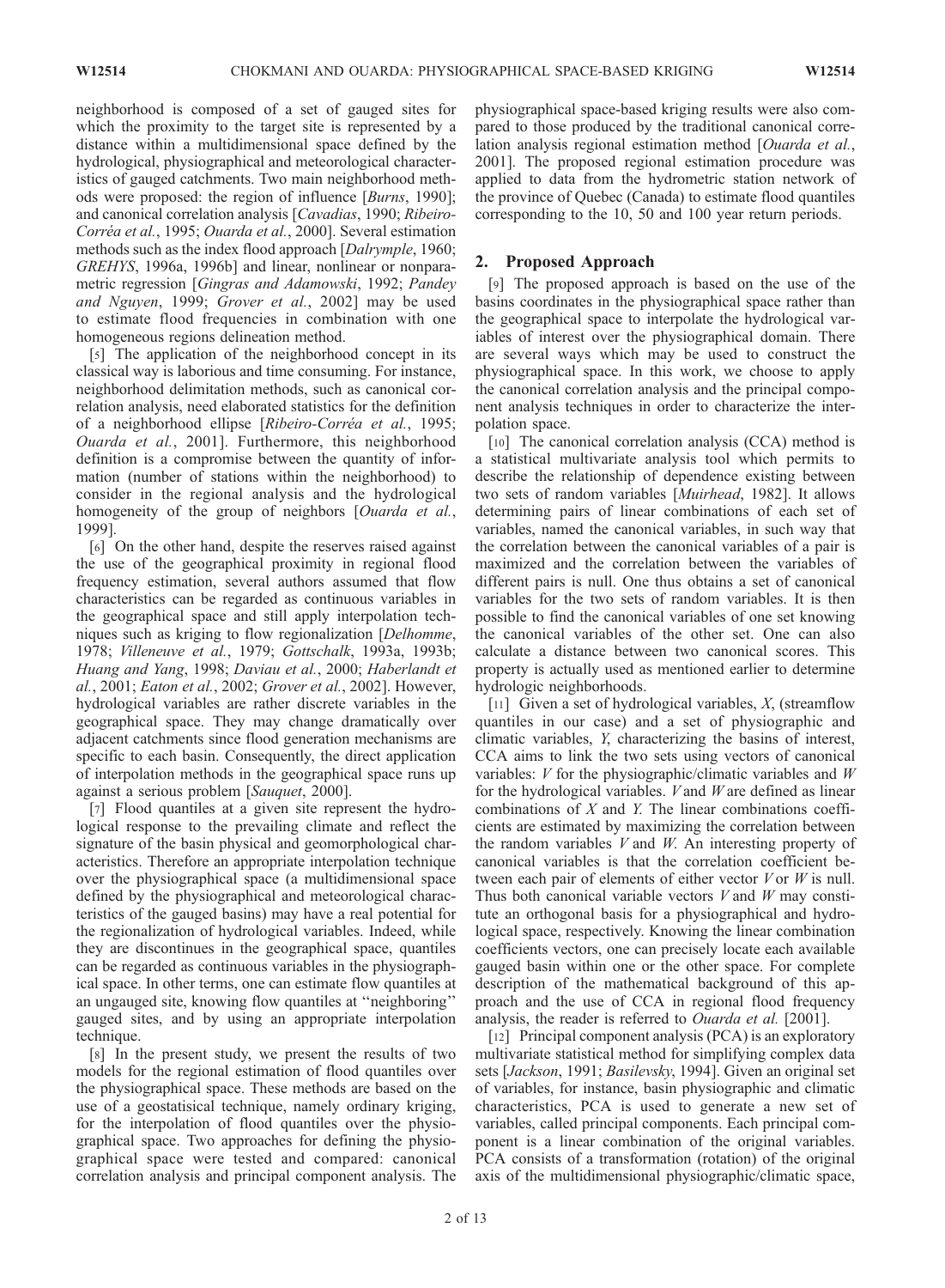neighborhood is composed of a set of gauged sites for which the proximity to the target site is represented by a distance within a multidimensional space defined by the hydrological, physiographical and meteorological characteristics of gauged catchments. Two main neighborhood methods were proposed: the region of influence [*Burns*, 1990]; and canonical correlation analysis [*Cavadias*, 1990; *Ribeiro-Corréa et al.*, 1995; *Ouarda et al.*, 2000]. Several estimation methods such as the index flood approach [*Dalrymple*, 1960; *GREHYS*, 1996a, 1996b] and linear, nonlinear or nonparametric regression [*Gingras and Adamowski*, 1992; *Pandey and Nguyen*, 1999; *Grover et al.*, 2002] may be used to estimate flood frequencies in combination with one homogeneous regions delineation method.

[5] The application of the neighborhood concept in its classical way is laborious and time consuming. For instance, neighborhood delimitation methods, such as canonical correlation analysis, need elaborated statistics for the definition of a neighborhood ellipse [*Ribeiro-Corréa et al.*, 1995; *Ouarda et al.*, 2001]. Furthermore, this neighborhood definition is a compromise between the quantity of information (number of stations within the neighborhood) to consider in the regional analysis and the hydrological homogeneity of the group of neighbors [*Ouarda et al.*, 1999].

[6] On the other hand, despite the reserves raised against the use of the geographical proximity in regional flood frequency estimation, several authors assumed that flow characteristics can be regarded as continuous variables in the geographical space and still apply interpolation techniques such as kriging to flow regionalization [*Delhomme*, 1978; *Villeneuve et al.*, 1979; *Gottschalk*, 1993a, 1993b; *Huang and Yang*, 1998; *Daviau et al.*, 2000; *Haberlandt et al.*, 2001; *Eaton et al.*, 2002; *Grover et al.*, 2002]. However, hydrological variables are rather discrete variables in the geographical space. They may change dramatically over adjacent catchments since flood generation mechanisms are specific to each basin. Consequently, the direct application of interpolation methods in the geographical space runs up against a serious problem [*Sauquet*, 2000].

[7] Flood quantiles at a given site represent the hydrological response to the prevailing climate and reflect the signature of the basin physical and geomorphological characteristics. Therefore an appropriate interpolation technique over the physiographical space (a multidimensional space defined by the physiographical and meteorological characteristics of the gauged basins) may have a real potential for the regionalization of hydrological variables. Indeed, while they are discontinues in the geographical space, quantiles can be regarded as continuous variables in the physiographical space. In other terms, one can estimate flow quantiles at an ungauged site, knowing flow quantiles at ''neighboring'' gauged sites, and by using an appropriate interpolation technique.

[8] In the present study, we present the results of two models for the regional estimation of flood quantiles over the physiographical space. These methods are based on the use of a geostatisical technique, namely ordinary kriging, for the interpolation of flood quantiles over the physiographical space. Two approaches for defining the physiographical space were tested and compared: canonical correlation analysis and principal component analysis. The physiographical space-based kriging results were also compared to those produced by the traditional canonical correlation analysis regional estimation method [*Ouarda et al.*, 2001]. The proposed regional estimation procedure was applied to data from the hydrometric station network of the province of Quebec (Canada) to estimate flood quantiles corresponding to the 10, 50 and 100 year return periods.

## 2. Proposed Approach

[9] The proposed approach is based on the use of the basins coordinates in the physiographical space rather than the geographical space to interpolate the hydrological variables of interest over the physiographical domain. There are several ways which may be used to construct the physiographical space. In this work, we choose to apply the canonical correlation analysis and the principal component analysis techniques in order to characterize the interpolation space.

[10] The canonical correlation analysis (CCA) method is a statistical multivariate analysis tool which permits to describe the relationship of dependence existing between two sets of random variables [*Muirhead*, 1982]. It allows determining pairs of linear combinations of each set of variables, named the canonical variables, in such way that the correlation between the canonical variables of a pair is maximized and the correlation between the variables of different pairs is null. One thus obtains a set of canonical variables for the two sets of random variables. It is then possible to find the canonical variables of one set knowing the canonical variables of the other set. One can also calculate a distance between two canonical scores. This property is actually used as mentioned earlier to determine hydrologic neighborhoods.

[11] Given a set of hydrological variables, $X$, (streamflow quantiles in our case) and a set of physiographic and climatic variables, $Y$, characterizing the basins of interest, CCA aims to link the two sets using vectors of canonical variables: $V$ for the physiographic/climatic variables and $W$ for the hydrological variables. $V$ and $W$ are defined as linear combinations of $X$ and $Y$. The linear combinations coefficients are estimated by maximizing the correlation between the random variables $V$ and $W$. An interesting property of canonical variables is that the correlation coefficient between each pair of elements of either vector $V$ or $W$ is null. Thus both canonical variable vectors $V$ and $W$ may constitute an orthogonal basis for a physiographical and hydrological space, respectively. Knowing the linear combination coefficients vectors, one can precisely locate each available gauged basin within one or the other space. For complete description of the mathematical background of this approach and the use of CCA in regional flood frequency analysis, the reader is referred to *Ouarda et al.* [2001].

[12] Principal component analysis (PCA) is an exploratory multivariate statistical method for simplifying complex data sets [*Jackson*, 1991; *Basilevsky*, 1994]. Given an original set of variables, for instance, basin physiographic and climatic characteristics, PCA is used to generate a new set of variables, called principal components. Each principal component is a linear combination of the original variables. PCA consists of a transformation (rotation) of the original axis of the multidimensional physiographic/climatic space,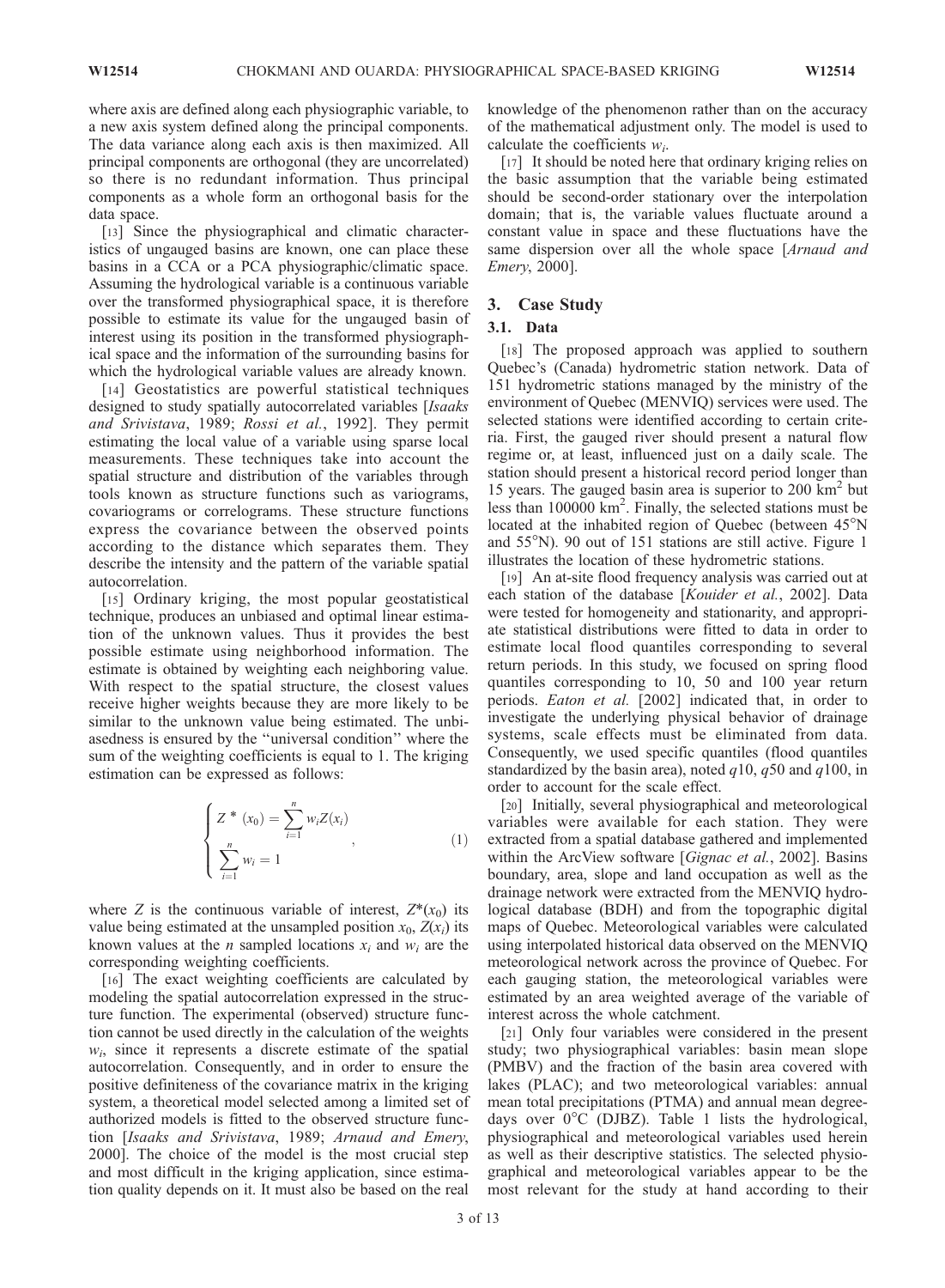where axis are defined along each physiographic variable, to a new axis system defined along the principal components. The data variance along each axis is then maximized. All principal components are orthogonal (they are uncorrelated) so there is no redundant information. Thus principal components as a whole form an orthogonal basis for the data space.

[13] Since the physiographical and climatic characteristics of ungauged basins are known, one can place these basins in a CCA or a PCA physiographic/climatic space. Assuming the hydrological variable is a continuous variable over the transformed physiographical space, it is therefore possible to estimate its value for the ungauged basin of interest using its position in the transformed physiographical space and the information of the surrounding basins for which the hydrological variable values are already known.

[14] Geostatistics are powerful statistical techniques designed to study spatially autocorrelated variables [*Isaaks and Srivistava*, 1989; *Rossi et al.*, 1992]. They permit estimating the local value of a variable using sparse local measurements. These techniques take into account the spatial structure and distribution of the variables through tools known as structure functions such as variograms, covariograms or correlograms. These structure functions express the covariance between the observed points according to the distance which separates them. They describe the intensity and the pattern of the variable spatial autocorrelation.

[15] Ordinary kriging, the most popular geostatistical technique, produces an unbiased and optimal linear estimation of the unknown values. Thus it provides the best possible estimate using neighborhood information. The estimate is obtained by weighting each neighboring value. With respect to the spatial structure, the closest values receive higher weights because they are more likely to be similar to the unknown value being estimated. The unbiasedness is ensured by the "universal condition" where the sum of the weighting coefficients is equal to 1. The kriging estimation can be expressed as follows:

$$\begin{cases} Z^*(x_0) = \sum_{i=1}^{n} w_i Z(x_i) \\ \sum_{i=1}^{n} w_i = 1 \end{cases}, \tag{1}$$

where $Z$ is the continuous variable of interest, $Z^*(x_0)$ its value being estimated at the unsampled position $x_0$, $Z(x_i)$ its known values at the $n$ sampled locations $x_i$ and $w_i$ are the corresponding weighting coefficients.

[16] The exact weighting coefficients are calculated by modeling the spatial autocorrelation expressed in the structure function. The experimental (observed) structure function cannot be used directly in the calculation of the weights $w_i$, since it represents a discrete estimate of the spatial autocorrelation. Consequently, and in order to ensure the positive definiteness of the covariance matrix in the kriging system, a theoretical model selected among a limited set of authorized models is fitted to the observed structure function [*Isaaks and Srivistava*, 1989; *Arnaud and Emery*, 2000]. The choice of the model is the most crucial step and most difficult in the kriging application, since estimation quality depends on it. It must also be based on the real knowledge of the phenomenon rather than on the accuracy of the mathematical adjustment only. The model is used to calculate the coefficients $w_i$.

[17] It should be noted here that ordinary kriging relies on the basic assumption that the variable being estimated should be second-order stationary over the interpolation domain; that is, the variable values fluctuate around a constant value in space and these fluctuations have the same dispersion over all the whole space [*Arnaud and Emery*, 2000].

## 3. Case Study

### 3.1. Data

[18] The proposed approach was applied to southern Quebec's (Canada) hydrometric station network. Data of 151 hydrometric stations managed by the ministry of the environment of Quebec (MENVIQ) services were used. The selected stations were identified according to certain criteria. First, the gauged river should present a natural flow regime or, at least, influenced just on a daily scale. The station should present a historical record period longer than 15 years. The gauged basin area is superior to 200 km$^2$ but less than 100000 km$^2$. Finally, the selected stations must be located at the inhabited region of Quebec (between 45°N and 55°N). 90 out of 151 stations are still active. Figure 1 illustrates the location of these hydrometric stations.

[19] An at-site flood frequency analysis was carried out at each station of the database [*Kouider et al.*, 2002]. Data were tested for homogeneity and stationarity, and appropriate statistical distributions were fitted to data in order to estimate local flood quantiles corresponding to several return periods. In this study, we focused on spring flood quantiles corresponding to 10, 50 and 100 year return periods. *Eaton et al.* [2002] indicated that, in order to investigate the underlying physical behavior of drainage systems, scale effects must be eliminated from data. Consequently, we used specific quantiles (flood quantiles standardized by the basin area), noted $q10$, $q50$ and $q100$, in order to account for the scale effect.

[20] Initially, several physiographical and meteorological variables were available for each station. They were extracted from a spatial database gathered and implemented within the ArcView software [*Gignac et al.*, 2002]. Basins boundary, area, slope and land occupation as well as the drainage network were extracted from the MENVIQ hydrological database (BDH) and from the topographic digital maps of Quebec. Meteorological variables were calculated using interpolated historical data observed on the MENVIQ meteorological network across the province of Quebec. For each gauging station, the meteorological variables were estimated by an area weighted average of the variable of interest across the whole catchment.

[21] Only four variables were considered in the present study; two physiographical variables: basin mean slope (PMBV) and the fraction of the basin area covered with lakes (PLAC); and two meteorological variables: annual mean total precipitations (PTMA) and annual mean degree-days over 0°C (DJBZ). Table 1 lists the hydrological, physiographical and meteorological variables used herein as well as their descriptive statistics. The selected physiographical and meteorological variables appear to be the most relevant for the study at hand according to their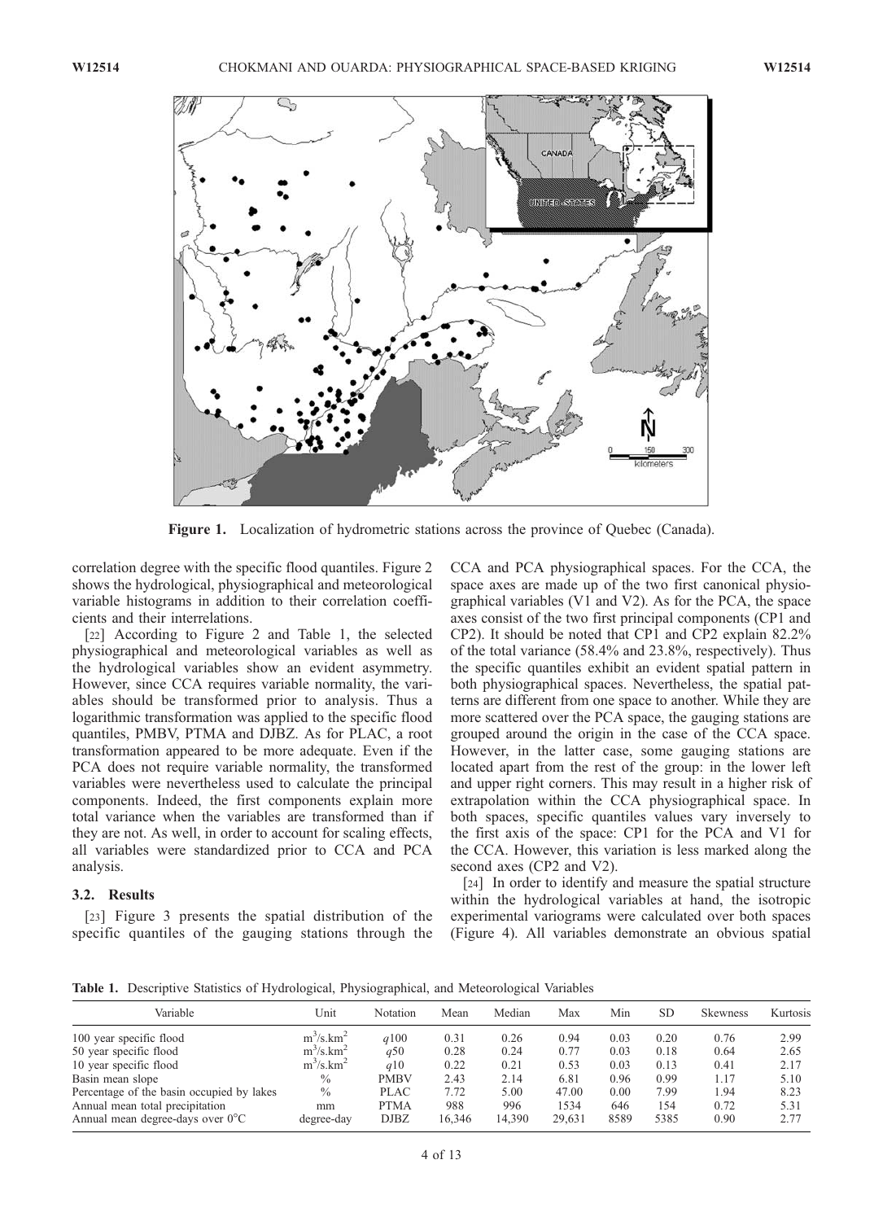**Figure 1.** Localization of hydrometric stations across the province of Quebec (Canada).

correlation degree with the specific flood quantiles. Figure 2 shows the hydrological, physiographical and meteorological variable histograms in addition to their correlation coefficients and their interrelations.

[22] According to Figure 2 and Table 1, the selected physiographical and meteorological variables as well as the hydrological variables show an evident asymmetry. However, since CCA requires variable normality, the variables should be transformed prior to analysis. Thus a logarithmic transformation was applied to the specific flood quantiles, PMBV, PTMA and DJBZ. As for PLAC, a root transformation appeared to be more adequate. Even if the PCA does not require variable normality, the transformed variables were nevertheless used to calculate the principal components. Indeed, the first components explain more total variance when the variables are transformed than if they are not. As well, in order to account for scaling effects, all variables were standardized prior to CCA and PCA analysis.

### 3.2. Results

[23] Figure 3 presents the spatial distribution of the specific quantiles of the gauging stations through the CCA and PCA physiographical spaces. For the CCA, the space axes are made up of the two first canonical physiographical variables (V1 and V2). As for the PCA, the space axes consist of the two first principal components (CP1 and CP2). It should be noted that CP1 and CP2 explain 82.2% of the total variance (58.4% and 23.8%, respectively). Thus the specific quantiles exhibit an evident spatial pattern in both physiographical spaces. Nevertheless, the spatial patterns are different from one space to another. While they are more scattered over the PCA space, the gauging stations are grouped around the origin in the case of the CCA space. However, in the latter case, some gauging stations are located apart from the rest of the group: in the lower left and upper right corners. This may result in a higher risk of extrapolation within the CCA physiographical space. In both spaces, specific quantiles values vary inversely to the first axis of the space: CP1 for the PCA and V1 for the CCA. However, this variation is less marked along the second axes (CP2 and V2).

[24] In order to identify and measure the spatial structure within the hydrological variables at hand, the isotropic experimental variograms were calculated over both spaces (Figure 4). All variables demonstrate an obvious spatial

**Table 1.** Descriptive Statistics of Hydrological, Physiographical, and Meteorological Variables

| Variable | Unit | Notation | Mean | Median | Max | Min | SD | Skewness | Kurtosis |
|---|---|---|---|---|---|---|---|---|---|
| 100 year specific flood | $m^3/s.km^2$ | $q100$ | 0.31 | 0.26 | 0.94 | 0.03 | 0.20 | 0.76 | 2.99 |
| 50 year specific flood | $m^3/s.km^2$ | $q50$ | 0.28 | 0.24 | 0.77 | 0.03 | 0.18 | 0.64 | 2.65 |
| 10 year specific flood | $m^3/s.km^2$ | $q10$ | 0.22 | 0.21 | 0.53 | 0.03 | 0.13 | 0.41 | 2.17 |
| Basin mean slope | % | PMBV | 2.43 | 2.14 | 6.81 | 0.96 | 0.99 | 1.17 | 5.10 |
| Percentage of the basin occupied by lakes | % | PLAC | 7.72 | 5.00 | 47.00 | 0.00 | 7.99 | 1.94 | 8.23 |
| Annual mean total precipitation | mm | PTMA | 988 | 996 | 1534 | 646 | 154 | 0.72 | 5.31 |
| Annual mean degree-days over 0°C | degree-day | DJBZ | 16,346 | 14,390 | 29,631 | 8589 | 5385 | 0.90 | 2.77 |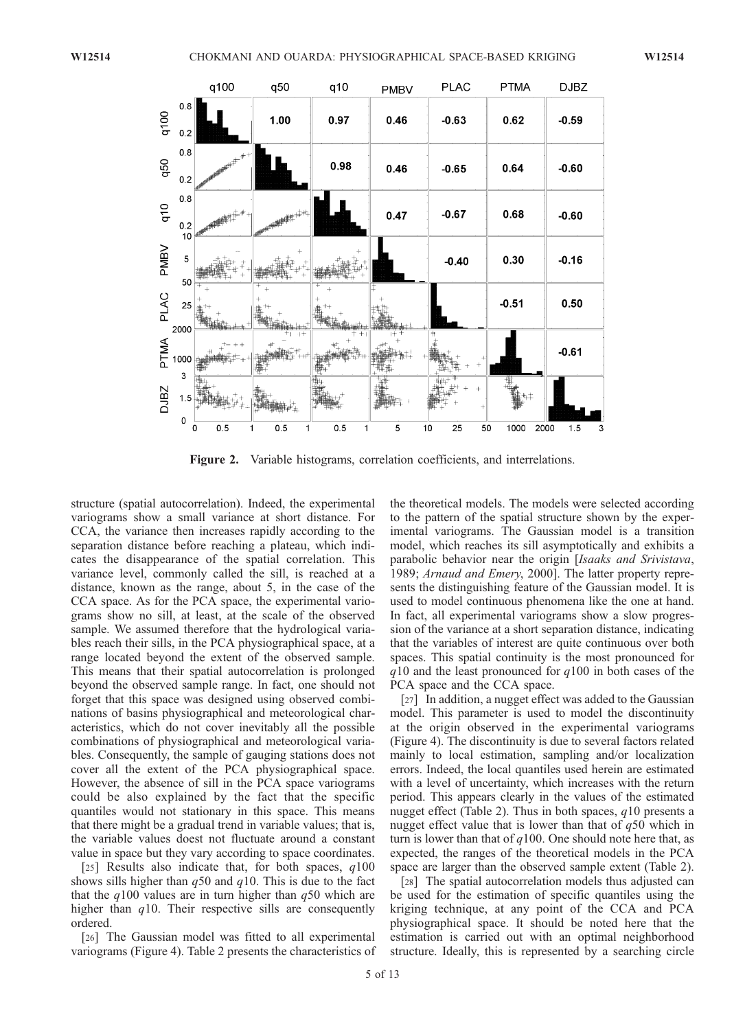Figure 2. Variable histograms, correlation coefficients, and interrelations.

structure (spatial autocorrelation). Indeed, the experimental variograms show a small variance at short distance. For CCA, the variance then increases rapidly according to the separation distance before reaching a plateau, which indicates the disappearance of the spatial correlation. This variance level, commonly called the sill, is reached at a distance, known as the range, about 5, in the case of the CCA space. As for the PCA space, the experimental variograms show no sill, at least, at the scale of the observed sample. We assumed therefore that the hydrological variables reach their sills, in the PCA physiographical space, at a range located beyond the extent of the observed sample. This means that their spatial autocorrelation is prolonged beyond the observed sample range. In fact, one should not forget that this space was designed using observed combinations of basins physiographical and meteorological characteristics, which do not cover inevitably all the possible combinations of physiographical and meteorological variables. Consequently, the sample of gauging stations does not cover all the extent of the PCA physiographical space. However, the absence of sill in the PCA space variograms could be also explained by the fact that the specific quantiles would not stationary in this space. This means that there might be a gradual trend in variable values; that is, the variable values doest not fluctuate around a constant value in space but they vary according to space coordinates.

[25] Results also indicate that, for both spaces, $q100$ shows sills higher than $q50$ and $q10$. This is due to the fact that the $q100$ values are in turn higher than $q50$ which are higher than $q10$. Their respective sills are consequently ordered.

[26] The Gaussian model was fitted to all experimental variograms (Figure 4). Table 2 presents the characteristics of the theoretical models. The models were selected according to the pattern of the spatial structure shown by the experimental variograms. The Gaussian model is a transition model, which reaches its sill asymptotically and exhibits a parabolic behavior near the origin [*Isaaks and Srivistava*, 1989; *Arnaud and Emery*, 2000]. The latter property represents the distinguishing feature of the Gaussian model. It is used to model continuous phenomena like the one at hand. In fact, all experimental variograms show a slow progression of the variance at a short separation distance, indicating that the variables of interest are quite continuous over both spaces. This spatial continuity is the most pronounced for $q10$ and the least pronounced for $q100$ in both cases of the PCA space and the CCA space.

[27] In addition, a nugget effect was added to the Gaussian model. This parameter is used to model the discontinuity at the origin observed in the experimental variograms (Figure 4). The discontinuity is due to several factors related mainly to local estimation, sampling and/or localization errors. Indeed, the local quantiles used herein are estimated with a level of uncertainty, which increases with the return period. This appears clearly in the values of the estimated nugget effect (Table 2). Thus in both spaces, $q10$ presents a nugget effect value that is lower than that of $q50$ which in turn is lower than that of $q100$. One should note here that, as expected, the ranges of the theoretical models in the PCA space are larger than the observed sample extent (Table 2).

[28] The spatial autocorrelation models thus adjusted can be used for the estimation of specific quantiles using the kriging technique, at any point of the CCA and PCA physiographical space. It should be noted here that the estimation is carried out with an optimal neighborhood structure. Ideally, this is represented by a searching circle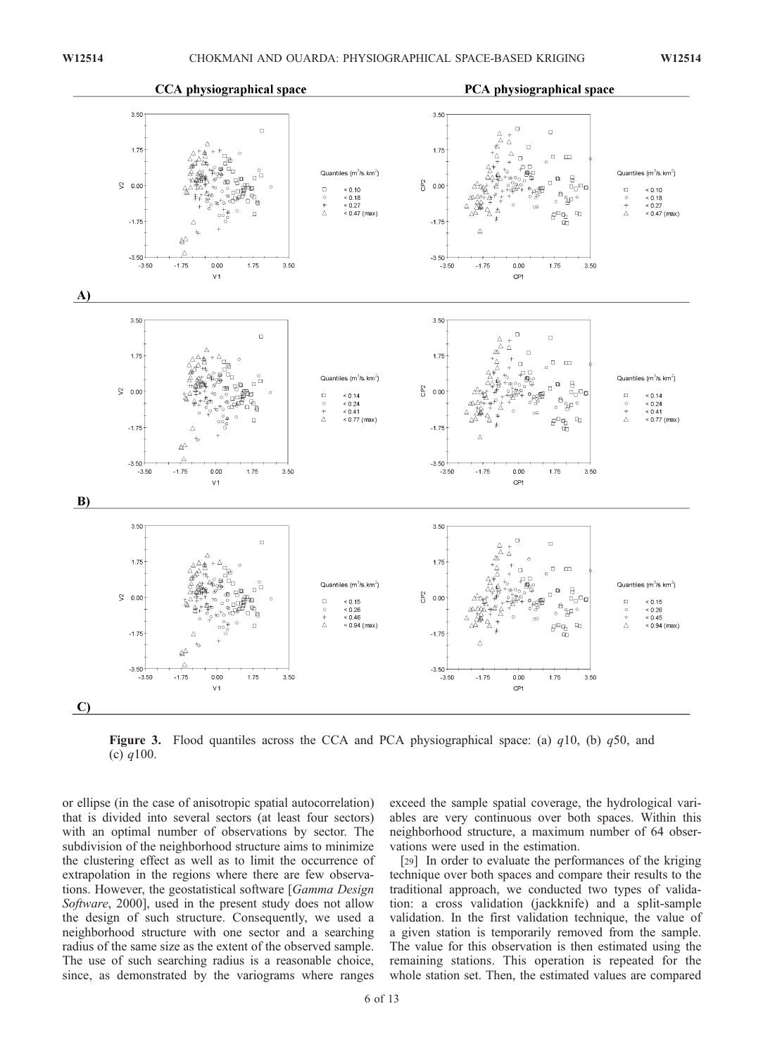**Figure 3.** Flood quantiles across the CCA and PCA physiographical space: (a) $q10$, (b) $q50$, and (c) $q100$.

or ellipse (in the case of anisotropic spatial autocorrelation) that is divided into several sectors (at least four sectors) with an optimal number of observations by sector. The subdivision of the neighborhood structure aims to minimize the clustering effect as well as to limit the occurrence of extrapolation in the regions where there are few observations. However, the geostatistical software [*Gamma Design Software*, 2000], used in the present study does not allow the design of such structure. Consequently, we used a neighborhood structure with one sector and a searching radius of the same size as the extent of the observed sample. The use of such searching radius is a reasonable choice, since, as demonstrated by the variograms where ranges exceed the sample spatial coverage, the hydrological variables are very continuous over both spaces. Within this neighborhood structure, a maximum number of 64 observations were used in the estimation.

[29] In order to evaluate the performances of the kriging technique over both spaces and compare their results to the traditional approach, we conducted two types of validation: a cross validation (jackknife) and a split-sample validation. In the first validation technique, the value of a given station is temporarily removed from the sample. The value for this observation is then estimated using the remaining stations. This operation is repeated for the whole station set. Then, the estimated values are compared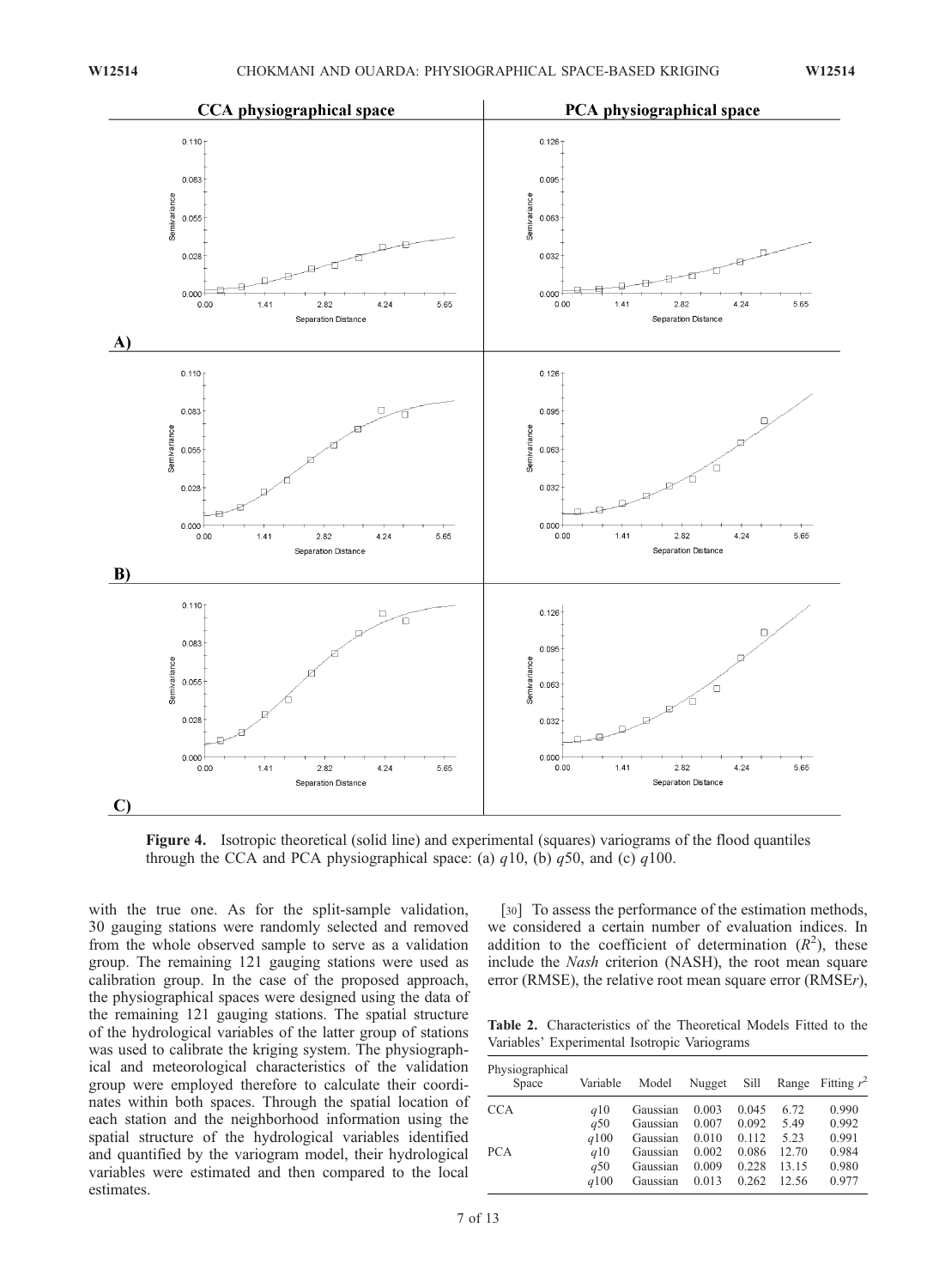**Figure 4.** Isotropic theoretical (solid line) and experimental (squares) variograms of the flood quantiles through the CCA and PCA physiographical space: (a) $q10$, (b) $q50$, and (c) $q100$.

with the true one. As for the split-sample validation, 30 gauging stations were randomly selected and removed from the whole observed sample to serve as a validation group. The remaining 121 gauging stations were used as calibration group. In the case of the proposed approach, the physiographical spaces were designed using the data of the remaining 121 gauging stations. The spatial structure of the hydrological variables of the latter group of stations was used to calibrate the kriging system. The physiographical and meteorological characteristics of the validation group were employed therefore to calculate their coordinates within both spaces. Through the spatial location of each station and the neighborhood information using the spatial structure of the hydrological variables identified and quantified by the variogram model, their hydrological variables were estimated and then compared to the local estimates.

[30] To assess the performance of the estimation methods, we considered a certain number of evaluation indices. In addition to the coefficient of determination ($R^2$), these include the *Nash* criterion (NASH), the root mean square error (RMSE), the relative root mean square error (RMSE*r*),

**Table 2.** Characteristics of the Theoretical Models Fitted to the Variables' Experimental Isotropic Variograms

| Physiographical Space | Variable | Model | Nugget | Sill | Range | Fitting $r^2$ |
|---|---|---|---|---|---|---|
| CCA | $q10$ | Gaussian | 0.003 | 0.045 | 6.72 | 0.990 |
| | $q50$ | Gaussian | 0.007 | 0.092 | 5.49 | 0.992 |
| | $q100$ | Gaussian | 0.010 | 0.112 | 5.23 | 0.991 |
| PCA | $q10$ | Gaussian | 0.002 | 0.086 | 12.70 | 0.984 |
| | $q50$ | Gaussian | 0.009 | 0.228 | 13.15 | 0.980 |
| | $q100$ | Gaussian | 0.013 | 0.262 | 12.56 | 0.977 |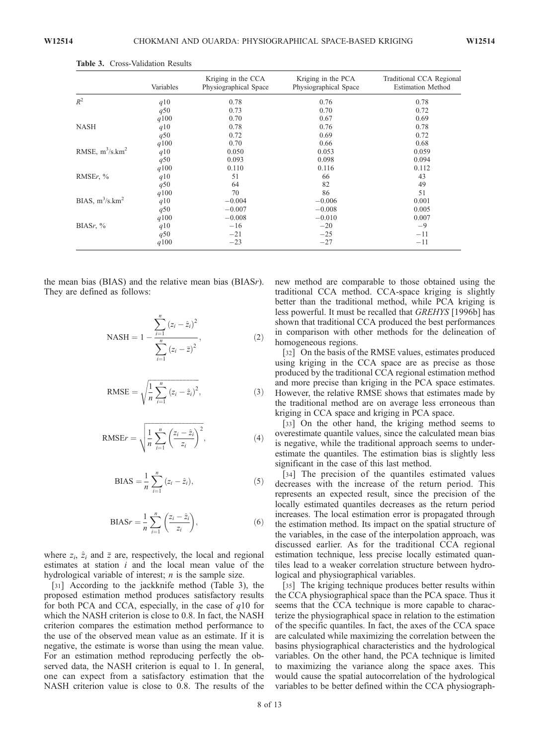Table 3. Cross-Validation Results

| | Variables | Kriging in the CCA Physiographical Space | Kriging in the PCA Physiographical Space | Traditional CCA Regional Estimation Method |
|---|---|---|---|---|
| $R^2$ | $q10$ | 0.78 | 0.76 | 0.78 |
| | $q50$ | 0.73 | 0.70 | 0.72 |
| | $q100$ | 0.70 | 0.67 | 0.69 |
| NASH | $q10$ | 0.78 | 0.76 | 0.78 |
| | $q50$ | 0.72 | 0.69 | 0.72 |
| | $q100$ | 0.70 | 0.66 | 0.68 |
| RMSE, $m^3/s.km^2$ | $q10$ | 0.050 | 0.053 | 0.059 |
| | $q50$ | 0.093 | 0.098 | 0.094 |
| | $q100$ | 0.110 | 0.116 | 0.112 |
| RMSE$r$, % | $q10$ | 51 | 66 | 43 |
| | $q50$ | 64 | 82 | 49 |
| | $q100$ | 70 | 86 | 51 |
| BIAS, $m^3/s.km^2$ | $q10$ | −0.004 | −0.006 | 0.001 |
| | $q50$ | −0.007 | −0.008 | 0.005 |
| | $q100$ | −0.008 | −0.010 | 0.007 |
| BIAS$r$, % | $q10$ | −16 | −20 | −9 |
| | $q50$ | −21 | −25 | −11 |
| | $q100$ | −23 | −27 | −11 |

the mean bias (BIAS) and the relative mean bias (BIAS$r$). They are defined as follows:

$$\text{NASH} = 1 - \frac{\sum_{i=1}^{n} (z_i - \hat{z}_i)^2}{\sum_{i=1}^{n} (z_i - \bar{z})^2}, \tag{2}$$

$$\text{RMSE} = \sqrt{\frac{1}{n}\sum_{i=1}^{n} (z_i - \hat{z}_i)^2}, \tag{3}$$

$$\text{RMSE}r = \sqrt{\frac{1}{n}\sum_{i=1}^{n} \left(\frac{z_i - \hat{z}_i}{z_i}\right)^2}, \tag{4}$$

$$\text{BIAS} = \frac{1}{n}\sum_{i=1}^{n} (z_i - \hat{z}_i), \tag{5}$$

$$\text{BIAS}r = \frac{1}{n}\sum_{i=1}^{n} \left(\frac{z_i - \hat{z}_i}{z_i}\right), \tag{6}$$

where $z_i$, $\hat{z}_i$ and $\bar{z}$ are, respectively, the local and regional estimates at station $i$ and the local mean value of the hydrological variable of interest; $n$ is the sample size.

[31] According to the jackknife method (Table 3), the proposed estimation method produces satisfactory results for both PCA and CCA, especially, in the case of $q10$ for which the NASH criterion is close to 0.8. In fact, the NASH criterion compares the estimation method performance to the use of the observed mean value as an estimate. If it is negative, the estimate is worse than using the mean value. For an estimation method reproducing perfectly the observed data, the NASH criterion is equal to 1. In general, one can expect from a satisfactory estimation that the NASH criterion value is close to 0.8. The results of the new method are comparable to those obtained using the traditional CCA method. CCA-space kriging is slightly better than the traditional method, while PCA kriging is less powerful. It must be recalled that *GREHYS* [1996b] has shown that traditional CCA produced the best performances in comparison with other methods for the delineation of homogeneous regions.

[32] On the basis of the RMSE values, estimates produced using kriging in the CCA space are as precise as those produced by the traditional CCA regional estimation method and more precise than kriging in the PCA space estimates. However, the relative RMSE shows that estimates made by the traditional method are on average less erroneous than kriging in CCA space and kriging in PCA space.

[33] On the other hand, the kriging method seems to overestimate quantile values, since the calculated mean bias is negative, while the traditional approach seems to underestimate the quantiles. The estimation bias is slightly less significant in the case of this last method.

[34] The precision of the quantiles estimated values decreases with the increase of the return period. This represents an expected result, since the precision of the locally estimated quantiles decreases as the return period increases. The local estimation error is propagated through the estimation method. Its impact on the spatial structure of the variables, in the case of the interpolation approach, was discussed earlier. As for the traditional CCA regional estimation technique, less precise locally estimated quantiles lead to a weaker correlation structure between hydrological and physiographical variables.

[35] The kriging technique produces better results within the CCA physiographical space than the PCA space. Thus it seems that the CCA technique is more capable to characterize the physiographical space in relation to the estimation of the specific quantiles. In fact, the axes of the CCA space are calculated while maximizing the correlation between the basins physiographical characteristics and the hydrological variables. On the other hand, the PCA technique is limited to maximizing the variance along the space axes. This would cause the spatial autocorrelation of the hydrological variables to be better defined within the CCA physiograph-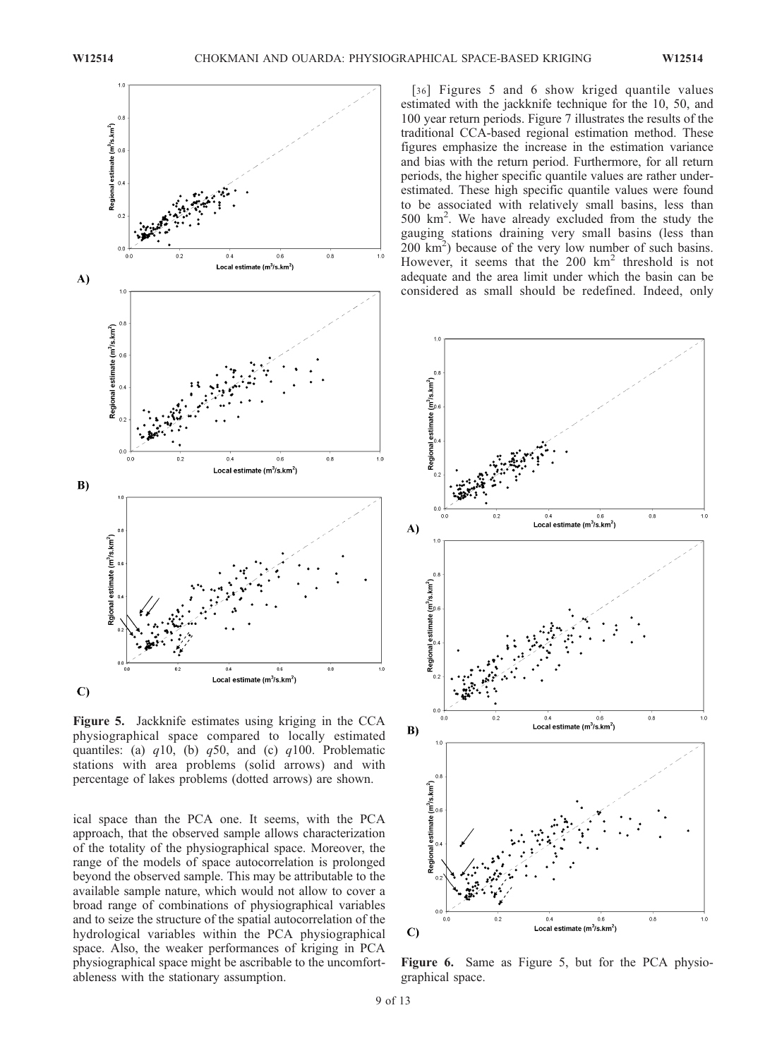Figure 5. Jackknife estimates using kriging in the CCA physiographical space compared to locally estimated quantiles: (a) $q10$, (b) $q50$, and (c) $q100$. Problematic stations with area problems (solid arrows) and with percentage of lakes problems (dotted arrows) are shown.

ical space than the PCA one. It seems, with the PCA approach, that the observed sample allows characterization of the totality of the physiographical space. Moreover, the range of the models of space autocorrelation is prolonged beyond the observed sample. This may be attributable to the available sample nature, which would not allow to cover a broad range of combinations of physiographical variables and to seize the structure of the spatial autocorrelation of the hydrological variables within the PCA physiographical space. Also, the weaker performances of kriging in PCA physiographical space might be ascribable to the uncomfortableness with the stationary assumption.

[36] Figures 5 and 6 show kriged quantile values estimated with the jackknife technique for the 10, 50, and 100 year return periods. Figure 7 illustrates the results of the traditional CCA-based regional estimation method. These figures emphasize the increase in the estimation variance and bias with the return period. Furthermore, for all return periods, the higher specific quantile values are rather underestimated. These high specific quantile values were found to be associated with relatively small basins, less than 500 $km^2$. We have already excluded from the study the gauging stations draining very small basins (less than 200 $km^2$) because of the very low number of such basins. However, it seems that the 200 $km^2$ threshold is not adequate and the area limit under which the basin can be considered as small should be redefined. Indeed, only

Figure 6. Same as Figure 5, but for the PCA physiographical space.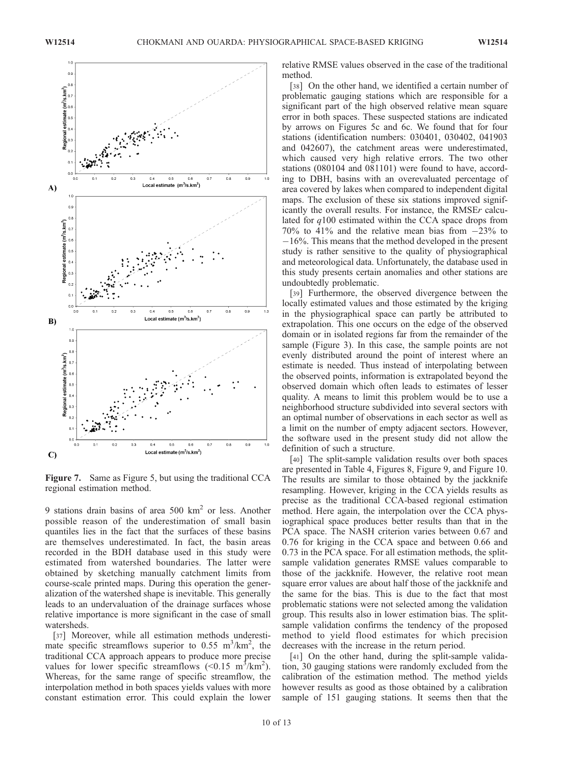**Figure 7.** Same as Figure 5, but using the traditional CCA regional estimation method.

9 stations drain basins of area 500 km$^2$ or less. Another possible reason of the underestimation of small basin quantiles lies in the fact that the surfaces of these basins are themselves underestimated. In fact, the basin areas recorded in the BDH database used in this study were estimated from watershed boundaries. The latter were obtained by sketching manually catchment limits from course-scale printed maps. During this operation the generalization of the watershed shape is inevitable. This generally leads to an undervaluation of the drainage surfaces whose relative importance is more significant in the case of small watersheds.

[37] Moreover, while all estimation methods underestimate specific streamflows superior to 0.55 m$^3$/km$^2$, the traditional CCA approach appears to produce more precise values for lower specific streamflows (<0.15 m$^3$/km$^2$). Whereas, for the same range of specific streamflow, the interpolation method in both spaces yields values with more constant estimation error. This could explain the lower relative RMSE values observed in the case of the traditional method.

[38] On the other hand, we identified a certain number of problematic gauging stations which are responsible for a significant part of the high observed relative mean square error in both spaces. These suspected stations are indicated by arrows on Figures 5c and 6c. We found that for four stations (identification numbers: 030401, 030402, 041903 and 042607), the catchment areas were underestimated, which caused very high relative errors. The two other stations (080104 and 081101) were found to have, according to DBH, basins with an overevaluated percentage of area covered by lakes when compared to independent digital maps. The exclusion of these six stations improved significantly the overall results. For instance, the RMSE*r* calculated for *q*100 estimated within the CCA space drops from 70% to 41% and the relative mean bias from −23% to −16%. This means that the method developed in the present study is rather sensitive to the quality of physiographical and meteorological data. Unfortunately, the database used in this study presents certain anomalies and other stations are undoubtedly problematic.

[39] Furthermore, the observed divergence between the locally estimated values and those estimated by the kriging in the physiographical space can partly be attributed to extrapolation. This one occurs on the edge of the observed domain or in isolated regions far from the remainder of the sample (Figure 3). In this case, the sample points are not evenly distributed around the point of interest where an estimate is needed. Thus instead of interpolating between the observed points, information is extrapolated beyond the observed domain which often leads to estimates of lesser quality. A means to limit this problem would be to use a neighborhood structure subdivided into several sectors with an optimal number of observations in each sector as well as a limit on the number of empty adjacent sectors. However, the software used in the present study did not allow the definition of such a structure.

[40] The split-sample validation results over both spaces are presented in Table 4, Figures 8, Figure 9, and Figure 10. The results are similar to those obtained by the jackknife resampling. However, kriging in the CCA yields results as precise as the traditional CCA-based regional estimation method. Here again, the interpolation over the CCA physiographical space produces better results than that in the PCA space. The NASH criterion varies between 0.67 and 0.76 for kriging in the CCA space and between 0.66 and 0.73 in the PCA space. For all estimation methods, the split-sample validation generates RMSE values comparable to those of the jackknife. However, the relative root mean square error values are about half those of the jackknife and the same for the bias. This is due to the fact that most problematic stations were not selected among the validation group. This results also in lower estimation bias. The split-sample validation confirms the tendency of the proposed method to yield flood estimates for which precision decreases with the increase in the return period.

[41] On the other hand, during the split-sample validation, 30 gauging stations were randomly excluded from the calibration of the estimation method. The method yields however results as good as those obtained by a calibration sample of 151 gauging stations. It seems then that the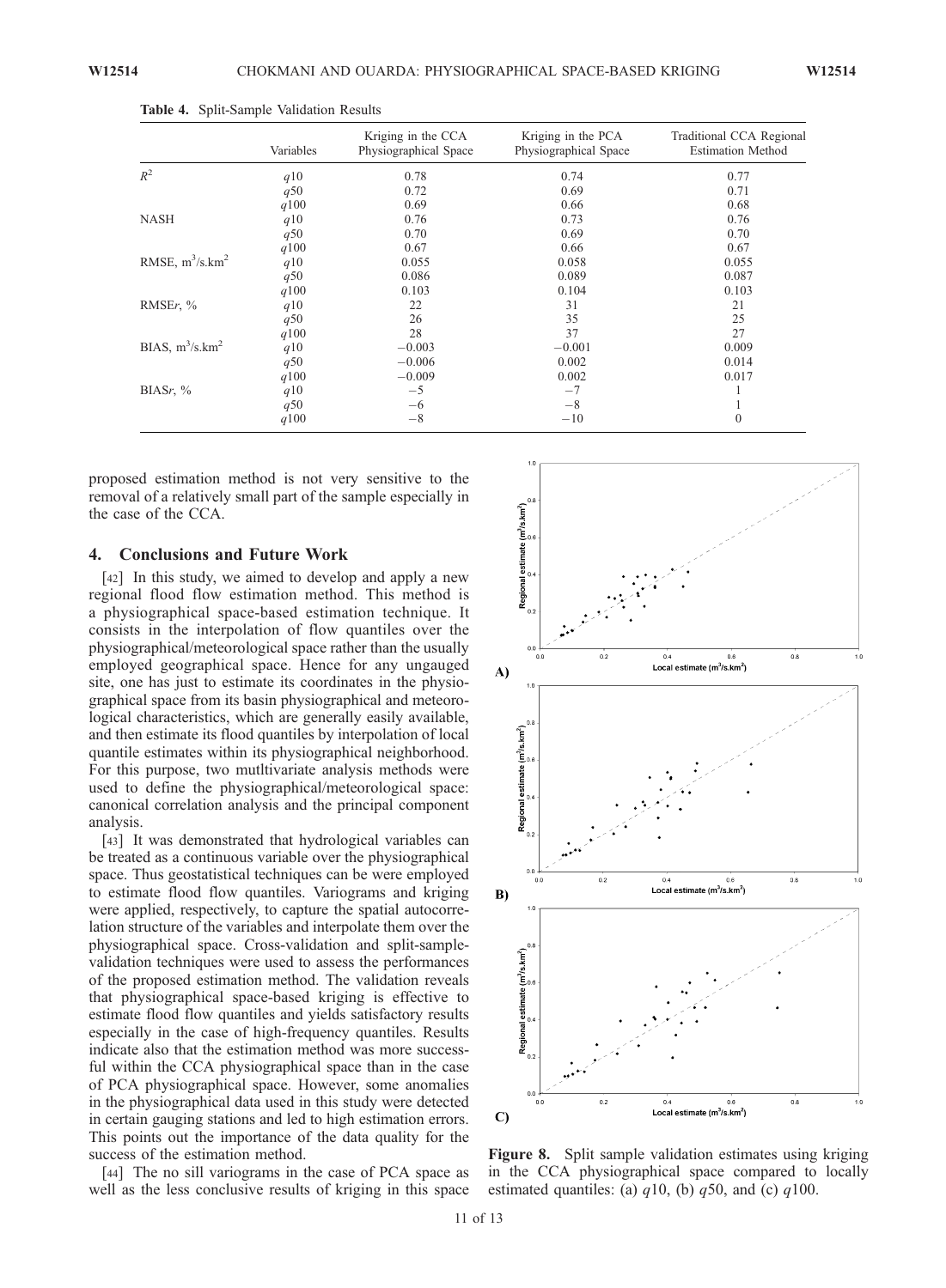**Table 4.** Split-Sample Validation Results

| | Variables | Kriging in the CCA Physiographical Space | Kriging in the PCA Physiographical Space | Traditional CCA Regional Estimation Method |
|---|---|---|---|---|
| $R^2$ | $q10$ | 0.78 | 0.74 | 0.77 |
| | $q50$ | 0.72 | 0.69 | 0.71 |
| | $q100$ | 0.69 | 0.66 | 0.68 |
| NASH | $q10$ | 0.76 | 0.73 | 0.76 |
| | $q50$ | 0.70 | 0.69 | 0.70 |
| | $q100$ | 0.67 | 0.66 | 0.67 |
| RMSE, $m^3/s.km^2$ | $q10$ | 0.055 | 0.058 | 0.055 |
| | $q50$ | 0.086 | 0.089 | 0.087 |
| | $q100$ | 0.103 | 0.104 | 0.103 |
| RMSE*r*, % | $q10$ | 22 | 31 | 21 |
| | $q50$ | 26 | 35 | 25 |
| | $q100$ | 28 | 37 | 27 |
| BIAS, $m^3/s.km^2$ | $q10$ | −0.003 | −0.001 | 0.009 |
| | $q50$ | −0.006 | 0.002 | 0.014 |
| | $q100$ | −0.009 | 0.002 | 0.017 |
| BIAS*r*, % | $q10$ | −5 | −7 | 1 |
| | $q50$ | −6 | −8 | 1 |
| | $q100$ | −8 | −10 | 0 |

proposed estimation method is not very sensitive to the removal of a relatively small part of the sample especially in the case of the CCA.

## 4. Conclusions and Future Work

[42] In this study, we aimed to develop and apply a new regional flood flow estimation method. This method is a physiographical space-based estimation technique. It consists in the interpolation of flow quantiles over the physiographical/meteorological space rather than the usually employed geographical space. Hence for any ungauged site, one has just to estimate its coordinates in the physiographical space from its basin physiographical and meteorological characteristics, which are generally easily available, and then estimate its flood quantiles by interpolation of local quantile estimates within its physiographical neighborhood. For this purpose, two mutltivariate analysis methods were used to define the physiographical/meteorological space: canonical correlation analysis and the principal component analysis.

[43] It was demonstrated that hydrological variables can be treated as a continuous variable over the physiographical space. Thus geostatistical techniques can be were employed to estimate flood flow quantiles. Variograms and kriging were applied, respectively, to capture the spatial autocorrelation structure of the variables and interpolate them over the physiographical space. Cross-validation and split-sample-validation techniques were used to assess the performances of the proposed estimation method. The validation reveals that physiographical space-based kriging is effective to estimate flood flow quantiles and yields satisfactory results especially in the case of high-frequency quantiles. Results indicate also that the estimation method was more successful within the CCA physiographical space than in the case of PCA physiographical space. However, some anomalies in the physiographical data used in this study were detected in certain gauging stations and led to high estimation errors. This points out the importance of the data quality for the success of the estimation method.

[44] The no sill variograms in the case of PCA space as well as the less conclusive results of kriging in this space

**Figure 8.** Split sample validation estimates using kriging in the CCA physiographical space compared to locally estimated quantiles: (a) $q10$, (b) $q50$, and (c) $q100$.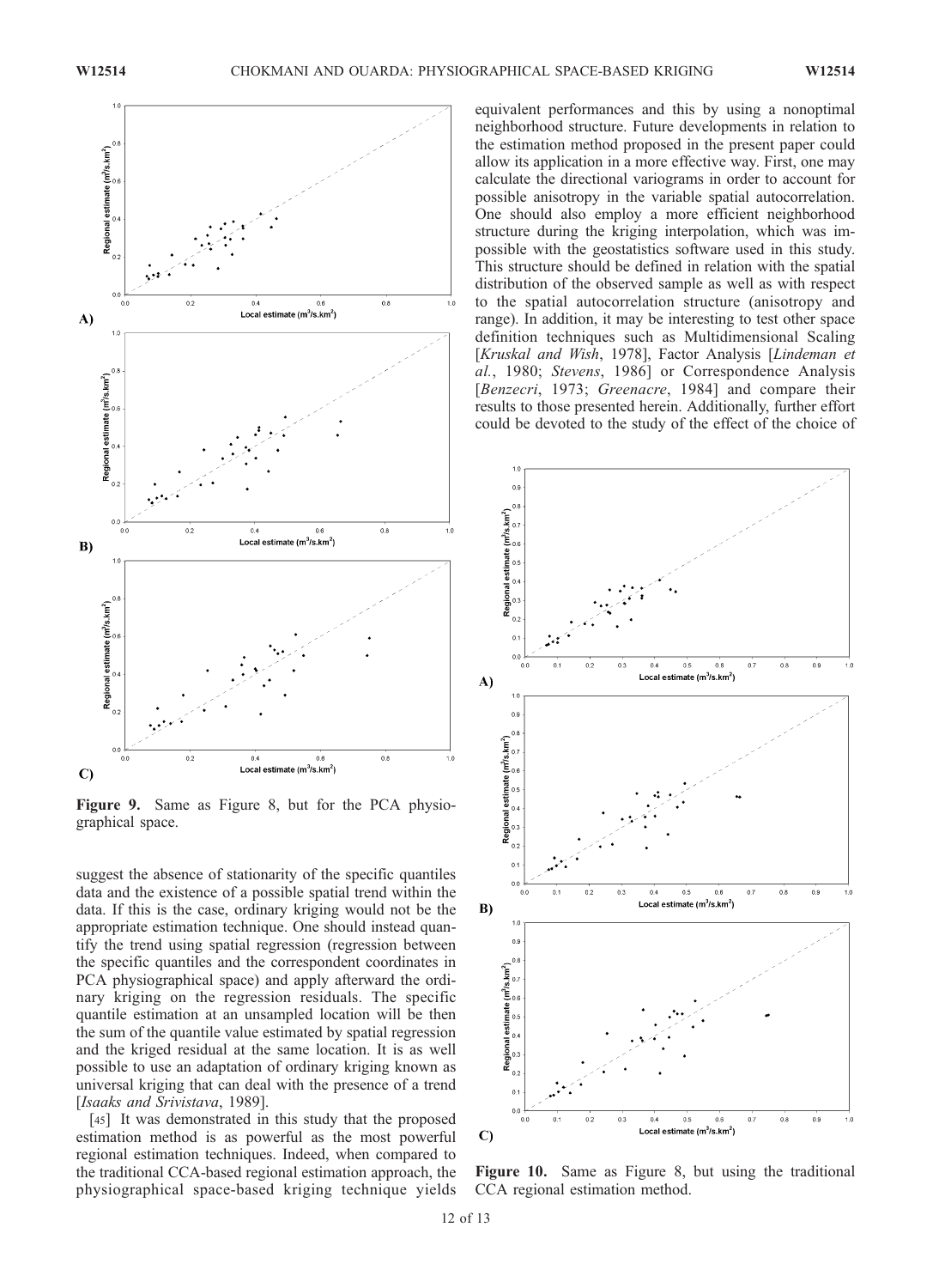Figure 9. Same as Figure 8, but for the PCA physiographical space.

suggest the absence of stationarity of the specific quantiles data and the existence of a possible spatial trend within the data. If this is the case, ordinary kriging would not be the appropriate estimation technique. One should instead quantify the trend using spatial regression (regression between the specific quantiles and the correspondent coordinates in PCA physiographical space) and apply afterward the ordinary kriging on the regression residuals. The specific quantile estimation at an unsampled location will be then the sum of the quantile value estimated by spatial regression and the kriged residual at the same location. It is as well possible to use an adaptation of ordinary kriging known as universal kriging that can deal with the presence of a trend [*Isaaks and Srivistava*, 1989].

[45] It was demonstrated in this study that the proposed estimation method is as powerful as the most powerful regional estimation techniques. Indeed, when compared to the traditional CCA-based regional estimation approach, the physiographical space-based kriging technique yields equivalent performances and this by using a nonoptimal neighborhood structure. Future developments in relation to the estimation method proposed in the present paper could allow its application in a more effective way. First, one may calculate the directional variograms in order to account for possible anisotropy in the variable spatial autocorrelation. One should also employ a more efficient neighborhood structure during the kriging interpolation, which was impossible with the geostatistics software used in this study. This structure should be defined in relation with the spatial distribution of the observed sample as well as with respect to the spatial autocorrelation structure (anisotropy and range). In addition, it may be interesting to test other space definition techniques such as Multidimensional Scaling [*Kruskal and Wish*, 1978], Factor Analysis [*Lindeman et al.*, 1980; *Stevens*, 1986] or Correspondence Analysis [*Benzecri*, 1973; *Greenacre*, 1984] and compare their results to those presented herein. Additionally, further effort could be devoted to the study of the effect of the choice of

Figure 10. Same as Figure 8, but using the traditional CCA regional estimation method.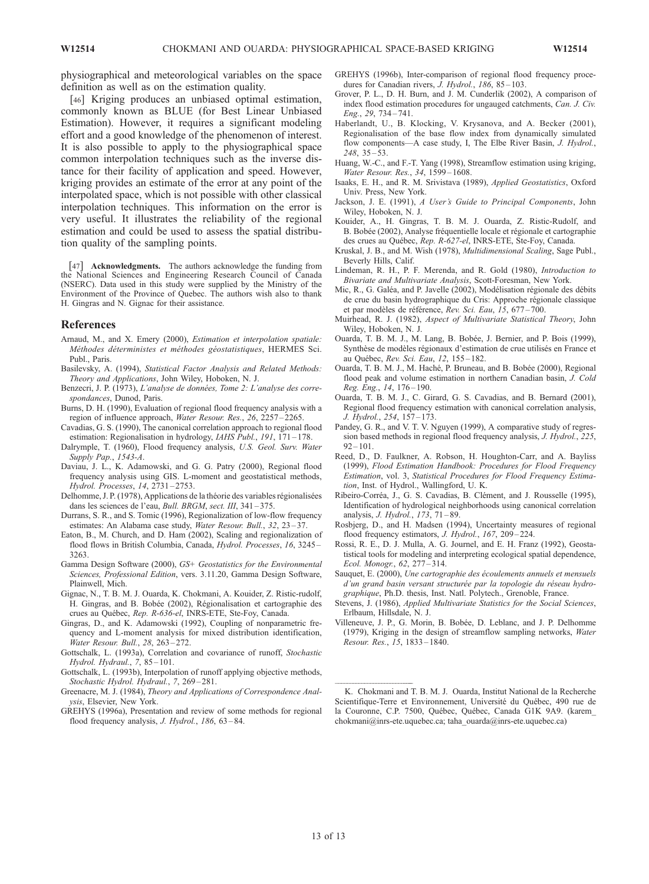physiographical and meteorological variables on the space definition as well as on the estimation quality.

[46] Kriging produces an unbiased optimal estimation, commonly known as BLUE (for Best Linear Unbiased Estimation). However, it requires a significant modeling effort and a good knowledge of the phenomenon of interest. It is also possible to apply to the physiographical space common interpolation techniques such as the inverse distance for their facility of application and speed. However, kriging provides an estimate of the error at any point of the interpolated space, which is not possible with other classical interpolation techniques. This information on the error is very useful. It illustrates the reliability of the regional estimation and could be used to assess the spatial distribution quality of the sampling points.

[47] **Acknowledgments.** The authors acknowledge the funding from the National Sciences and Engineering Research Council of Canada (NSERC). Data used in this study were supplied by the Ministry of the Environment of the Province of Quebec. The authors wish also to thank H. Gingras and N. Gignac for their assistance.

## References

Arnaud, M., and X. Emery (2000), *Estimation et interpolation spatiale: Méthodes déterministes et méthodes géostatistiques*, HERMES Sci. Publ., Paris.

Basilevsky, A. (1994), *Statistical Factor Analysis and Related Methods: Theory and Applications*, John Wiley, Hoboken, N. J.

Benzecri, J. P. (1973), *L'analyse de données, Tome 2: L'analyse des correspondances*, Dunod, Paris.

Burns, D. H. (1990), Evaluation of regional flood frequency analysis with a region of influence approach, *Water Resour. Res.*, *26*, 2257–2265.

Cavadias, G. S. (1990), The canonical correlation approach to regional flood estimation: Regionalisation in hydrology, *IAHS Publ.*, *191*, 171–178.

Dalrymple, T. (1960), Flood frequency analysis, *U.S. Geol. Surv. Water Supply Pap.*, *1543-A*.

Daviau, J. L., K. Adamowski, and G. G. Patry (2000), Regional flood frequency analysis using GIS. L-moment and geostatistical methods, *Hydrol. Processes*, *14*, 2731–2753.

Delhomme, J. P. (1978), Applications de la théorie des variables régionalisées dans les sciences de l'eau, *Bull. BRGM*, *sect. III*, 341–375.

Durrans, S. R., and S. Tomic (1996), Regionalization of low-flow frequency estimates: An Alabama case study, *Water Resour. Bull.*, *32*, 23–37.

Eaton, B., M. Church, and D. Ham (2002), Scaling and regionalization of flood flows in British Columbia, Canada, *Hydrol. Processes*, *16*, 3245–3263.

Gamma Design Software (2000), *GS+ Geostatistics for the Environmental Sciences, Professional Edition*, vers. 3.11.20, Gamma Design Software, Plainwell, Mich.

Gignac, N., T. B. M. J. Ouarda, K. Chokmani, A. Kouider, Z. Ristic-rudolf, H. Gingras, and B. Bobée (2002), Régionalisation et cartographie des crues au Québec, *Rep. R-636-el*, INRS-ETE, Ste-Foy, Canada.

Gingras, D., and K. Adamowski (1992), Coupling of nonparametric frequency and L-moment analysis for mixed distribution identification, *Water Resour. Bull.*, *28*, 263–272.

Gottschalk, L. (1993a), Correlation and covariance of runoff, *Stochastic Hydrol. Hydraul.*, *7*, 85–101.

Gottschalk, L. (1993b), Interpolation of runoff applying objective methods, *Stochastic Hydrol. Hydraul.*, *7*, 269–281.

Greenacre, M. J. (1984), *Theory and Applications of Correspondence Analysis*, Elsevier, New York.

GREHYS (1996a), Presentation and review of some methods for regional flood frequency analysis, *J. Hydrol.*, *186*, 63–84.

GREHYS (1996b), Inter-comparison of regional flood frequency procedures for Canadian rivers, *J. Hydrol.*, *186*, 85–103.

Grover, P. L., D. H. Burn, and J. M. Cunderlik (2002), A comparison of index flood estimation procedures for ungauged catchments, *Can. J. Civ. Eng.*, *29*, 734–741.

Haberlandt, U., B. Klocking, V. Krysanova, and A. Becker (2001), Regionalisation of the base flow index from dynamically simulated flow components—A case study, I, The Elbe River Basin, *J. Hydrol.*, *248*, 35–53.

Huang, W.-C., and F.-T. Yang (1998), Streamflow estimation using kriging, *Water Resour. Res.*, *34*, 1599–1608.

Isaaks, E. H., and R. M. Srivistava (1989), *Applied Geostatistics*, Oxford Univ. Press, New York.

Jackson, J. E. (1991), *A User's Guide to Principal Components*, John Wiley, Hoboken, N. J.

Kouider, A., H. Gingras, T. B. M. J. Ouarda, Z. Ristic-Rudolf, and B. Bobée (2002), Analyse fréquentielle locale et régionale et cartographie des crues au Québec, *Rep. R-627-el*, INRS-ETE, Ste-Foy, Canada.

Kruskal, J. B., and M. Wish (1978), *Multidimensional Scaling*, Sage Publ., Beverly Hills, Calif.

Lindeman, R. H., P. F. Merenda, and R. Gold (1980), *Introduction to Bivariate and Multivariate Analysis*, Scott-Foresman, New York.

Mic, R., G. Galéa, and P. Javelle (2002), Modélisation régionale des débits de crue du basin hydrographique du Cris: Approche régionale classique et par modèles de référence, *Rev. Sci. Eau*, *15*, 677–700.

Muirhead, R. J. (1982), *Aspect of Multivariate Statistical Theory*, John Wiley, Hoboken, N. J.

Ouarda, T. B. M. J., M. Lang, B. Bobée, J. Bernier, and P. Bois (1999), Synthèse de modèles régionaux d'estimation de crue utilisés en France et au Québec, *Rev. Sci. Eau*, *12*, 155–182.

Ouarda, T. B. M. J., M. Haché, P. Bruneau, and B. Bobée (2000), Regional flood peak and volume estimation in northern Canadian basin, *J. Cold Reg. Eng.*, *14*, 176–190.

Ouarda, T. B. M. J., C. Girard, G. S. Cavadias, and B. Bernard (2001), Regional flood frequency estimation with canonical correlation analysis, *J. Hydrol.*, *254*, 157–173.

Pandey, G. R., and V. T. V. Nguyen (1999), A comparative study of regression based methods in regional flood frequency analysis, *J. Hydrol.*, *225*, 92–101.

Reed, D., D. Faulkner, A. Robson, H. Houghton-Carr, and A. Bayliss (1999), *Flood Estimation Handbook: Procedures for Flood Frequency Estimation*, vol. 3, *Statistical Procedures for Flood Frequency Estimation*, Inst. of Hydrol., Wallingford, U. K.

Ribeiro-Corréa, J., G. S. Cavadias, B. Clément, and J. Rousselle (1995), Identification of hydrological neighborhoods using canonical correlation analysis, *J. Hydrol.*, *173*, 71–89.

Rosbjerg, D., and H. Madsen (1994), Uncertainty measures of regional flood frequency estimators, *J. Hydrol.*, *167*, 209–224.

Rossi, R. E., D. J. Mulla, A. G. Journel, and E. H. Franz (1992), Geostatistical tools for modeling and interpreting ecological spatial dependence, *Ecol. Monogr.*, *62*, 277–314.

Sauquet, E. (2000), *Une cartographie des écoulements annuels et mensuels d'un grand basin versant structurée par la topologie du réseau hydrographique*, Ph.D. thesis, Inst. Natl. Polytech., Grenoble, France.

Stevens, J. (1986), *Applied Multivariate Statistics for the Social Sciences*, Erlbaum, Hillsdale, N. J.

Villeneuve, J. P., G. Morin, B. Bobée, D. Leblanc, and J. P. Delhomme (1979), Kriging in the design of streamflow sampling networks, *Water Resour. Res.*, *15*, 1833–1840.

---

K. Chokmani and T. B. M. J. Ouarda, Institut National de la Recherche Scientifique-Terre et Environnement, Université du Québec, 490 rue de la Couronne, C.P. 7500, Québec, Québec, Canada G1K 9A9. (karem_chokmani@inrs-ete.uquebec.ca; taha_ouarda@inrs-ete.uquebec.ca)